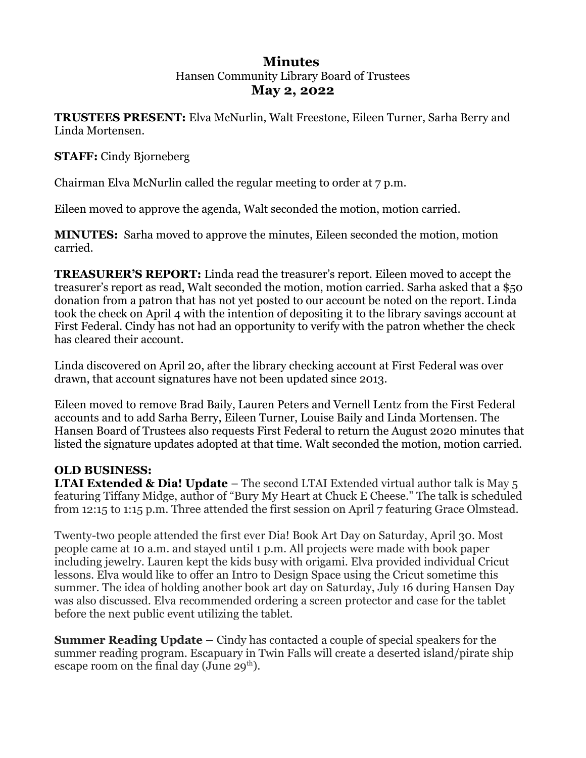# Minutes

Hansen Community Library Board of Trustees

**May 2, 2022**

**TRUSTEES PRESENT:** Elva McNurlin, Walt Freestone, Eileen Turner, Sarha Berry and Linda Mortensen.

**STAFF:** Cindy Bjorneberg

Chairman Elva McNurlin called the regular meeting to order at 7 p.m.

Eileen moved to approve the agenda, Walt seconded the motion, motion carried.

**MINUTES:** Sarha moved to approve the minutes, Eileen seconded the motion, motion carried.

**TREASURER'S REPORT:** Linda read the treasurer's report. Eileen moved to accept the treasurer's report as read, Walt seconded the motion, motion carried. Sarha asked that a $50 donation from a patron that has not yet posted to our account be noted on the report. Linda took the check on April 4 with the intention of depositing it to the library savings account at First Federal. Cindy has not had an opportunity to verify with the patron whether the check has cleared their account.

Linda discovered on April 20, after the library checking account at First Federal was over drawn, that account signatures have not been updated since 2013.

Eileen moved to remove Brad Baily, Lauren Peters and Vernell Lentz from the First Federal accounts and to add Sarha Berry, Eileen Turner, Louise Baily and Linda Mortensen. The Hansen Board of Trustees also requests First Federal to return the August 2020 minutes that listed the signature updates adopted at that time. Walt seconded the motion, motion carried.

**OLD BUSINESS:**

**LTAI Extended & Dia! Update** – The second LTAI Extended virtual author talk is May 5 featuring Tiffany Midge, author of "Bury My Heart at Chuck E Cheese." The talk is scheduled from 12:15 to 1:15 p.m. Three attended the first session on April 7 featuring Grace Olmstead.

Twenty-two people attended the first ever Dia! Book Art Day on Saturday, April 30. Most people came at 10 a.m. and stayed until 1 p.m. All projects were made with book paper including jewelry. Lauren kept the kids busy with origami. Elva provided individual Cricut lessons. Elva would like to offer an Intro to Design Space using the Cricut sometime this summer. The idea of holding another book art day on Saturday, July 16 during Hansen Day was also discussed. Elva recommended ordering a screen protector and case for the tablet before the next public event utilizing the tablet.

**Summer Reading Update** – Cindy has contacted a couple of special speakers for the summer reading program. Escapuary in Twin Falls will create a deserted island/pirate ship escape room on the final day (June 29th).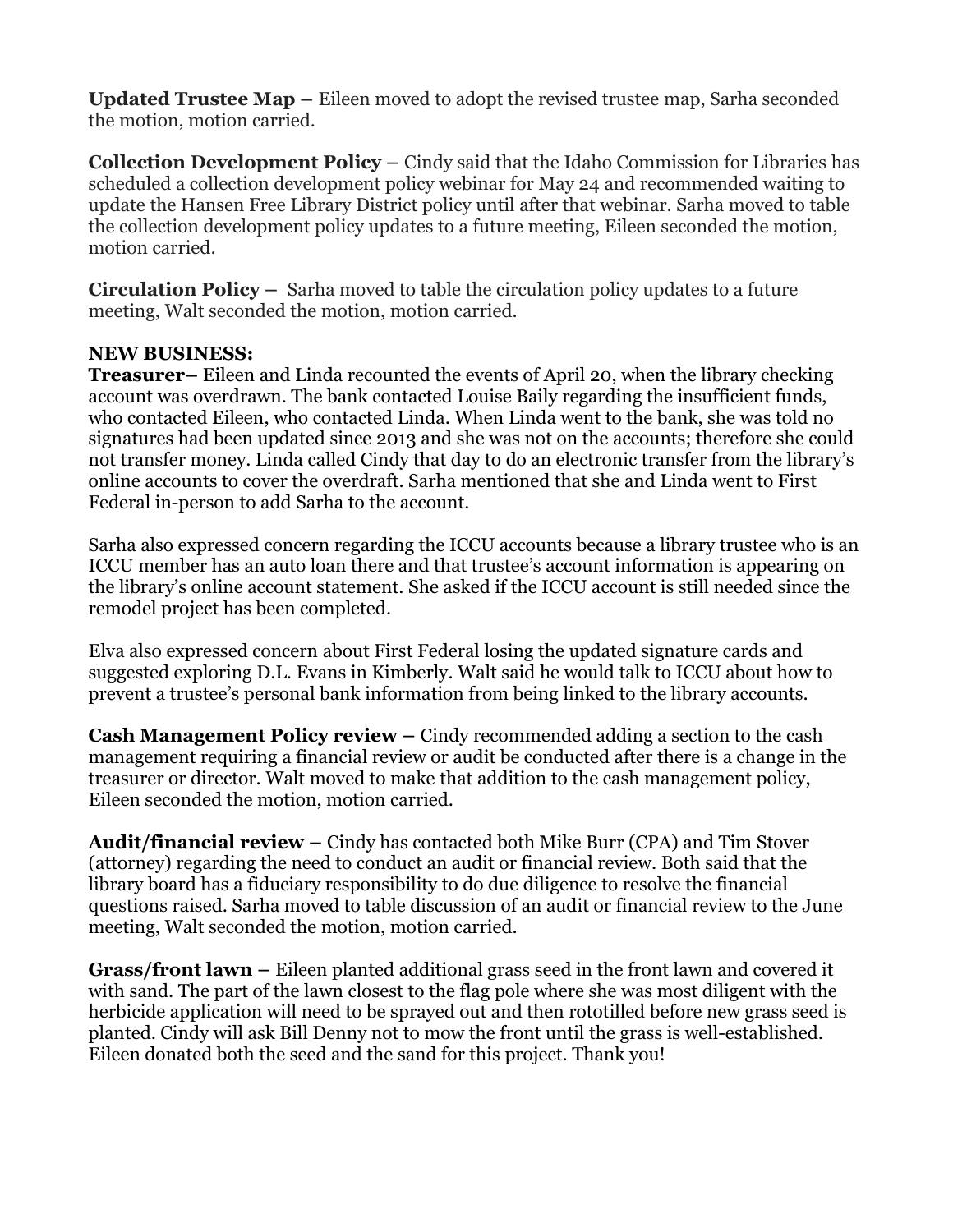**Updated Trustee Map –** Eileen moved to adopt the revised trustee map, Sarha seconded the motion, motion carried.

**Collection Development Policy –** Cindy said that the Idaho Commission for Libraries has scheduled a collection development policy webinar for May 24 and recommended waiting to update the Hansen Free Library District policy until after that webinar. Sarha moved to table the collection development policy updates to a future meeting, Eileen seconded the motion, motion carried.

**Circulation Policy –** Sarha moved to table the circulation policy updates to a future meeting, Walt seconded the motion, motion carried.

**NEW BUSINESS:**

**Treasurer–** Eileen and Linda recounted the events of April 20, when the library checking account was overdrawn. The bank contacted Louise Baily regarding the insufficient funds, who contacted Eileen, who contacted Linda. When Linda went to the bank, she was told no signatures had been updated since 2013 and she was not on the accounts; therefore she could not transfer money. Linda called Cindy that day to do an electronic transfer from the library's online accounts to cover the overdraft. Sarha mentioned that she and Linda went to First Federal in-person to add Sarha to the account.

Sarha also expressed concern regarding the ICCU accounts because a library trustee who is an ICCU member has an auto loan there and that trustee's account information is appearing on the library's online account statement. She asked if the ICCU account is still needed since the remodel project has been completed.

Elva also expressed concern about First Federal losing the updated signature cards and suggested exploring D.L. Evans in Kimberly. Walt said he would talk to ICCU about how to prevent a trustee's personal bank information from being linked to the library accounts.

**Cash Management Policy review –** Cindy recommended adding a section to the cash management requiring a financial review or audit be conducted after there is a change in the treasurer or director. Walt moved to make that addition to the cash management policy, Eileen seconded the motion, motion carried.

**Audit/financial review –** Cindy has contacted both Mike Burr (CPA) and Tim Stover (attorney) regarding the need to conduct an audit or financial review. Both said that the library board has a fiduciary responsibility to do due diligence to resolve the financial questions raised. Sarha moved to table discussion of an audit or financial review to the June meeting, Walt seconded the motion, motion carried.

**Grass/front lawn –** Eileen planted additional grass seed in the front lawn and covered it with sand. The part of the lawn closest to the flag pole where she was most diligent with the herbicide application will need to be sprayed out and then rototilled before new grass seed is planted. Cindy will ask Bill Denny not to mow the front until the grass is well-established. Eileen donated both the seed and the sand for this project. Thank you!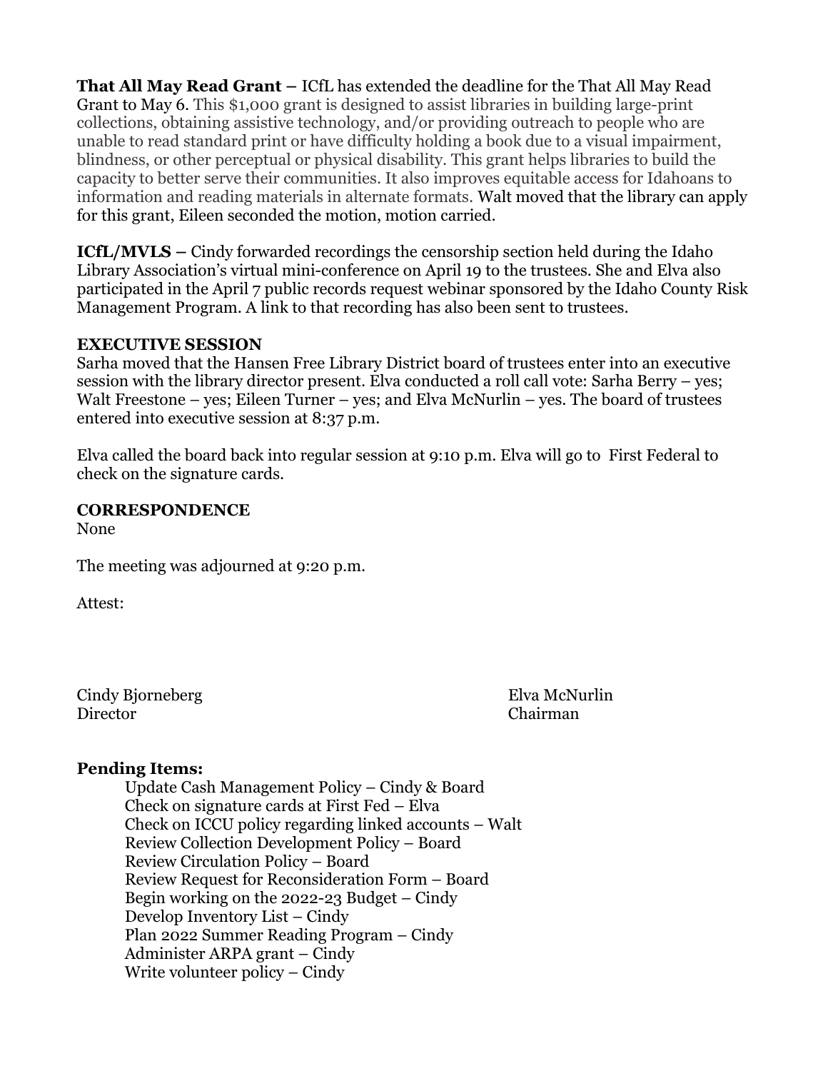**That All May Read Grant –** ICfL has extended the deadline for the That All May Read Grant to May 6. This $1,000 grant is designed to assist libraries in building large-print collections, obtaining assistive technology, and/or providing outreach to people who are unable to read standard print or have difficulty holding a book due to a visual impairment, blindness, or other perceptual or physical disability. This grant helps libraries to build the capacity to better serve their communities. It also improves equitable access for Idahoans to information and reading materials in alternate formats. Walt moved that the library can apply for this grant, Eileen seconded the motion, motion carried.

**ICfL/MVLS –** Cindy forwarded recordings the censorship section held during the Idaho Library Association's virtual mini-conference on April 19 to the trustees. She and Elva also participated in the April 7 public records request webinar sponsored by the Idaho County Risk Management Program. A link to that recording has also been sent to trustees.

**EXECUTIVE SESSION**

Sarha moved that the Hansen Free Library District board of trustees enter into an executive session with the library director present. Elva conducted a roll call vote: Sarha Berry – yes; Walt Freestone – yes; Eileen Turner – yes; and Elva McNurlin – yes. The board of trustees entered into executive session at 8:37 p.m.

Elva called the board back into regular session at 9:10 p.m. Elva will go to First Federal to check on the signature cards.

**CORRESPONDENCE**

None

The meeting was adjourned at 9:20 p.m.

Attest:

Cindy Bjorneberg
Director

Elva McNurlin
Chairman

**Pending Items:**

- Update Cash Management Policy – Cindy & Board
- Check on signature cards at First Fed – Elva
- Check on ICCU policy regarding linked accounts – Walt
- Review Collection Development Policy – Board
- Review Circulation Policy – Board
- Review Request for Reconsideration Form – Board
- Begin working on the 2022-23 Budget – Cindy
- Develop Inventory List – Cindy
- Plan 2022 Summer Reading Program – Cindy
- Administer ARPA grant – Cindy
- Write volunteer policy – Cindy